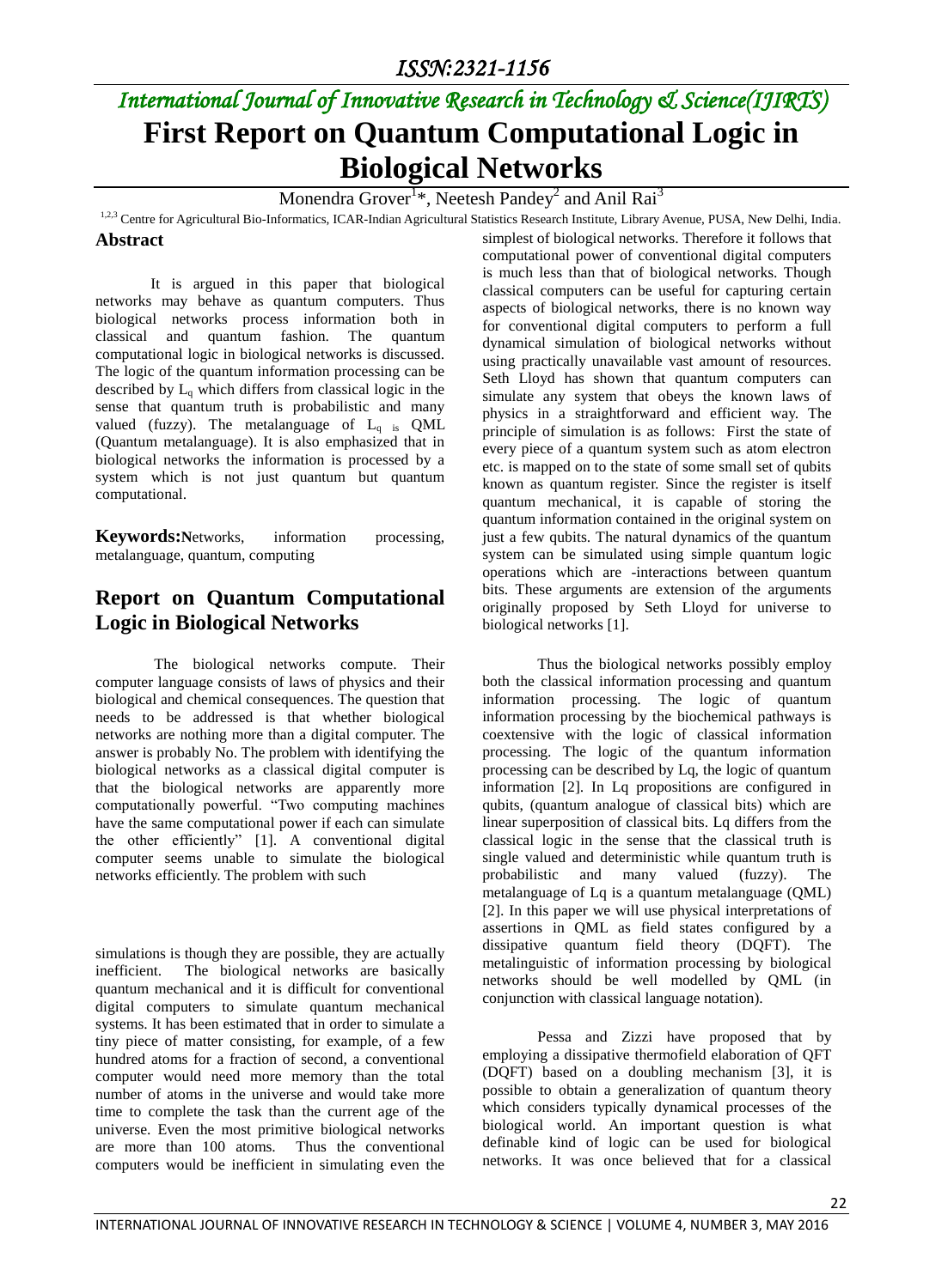# First Report on Quantum Computational Logic in Biological Networks

Monendra Grover[1]*, Neetesh Pandey[2] and Anil Rai[3]

[1,2,3] Centre for Agricultural Bio-Informatics, ICAR-Indian Agricultural Statistics Research Institute, Library Avenue, PUSA, New Delhi, India.

## Abstract

It is argued in this paper that biological networks may behave as quantum computers. Thus biological networks process information both in classical and quantum fashion. The quantum computational logic in biological networks is discussed. The logic of the quantum information processing can be described by $L_q$ which differs from classical logic in the sense that quantum truth is probabilistic and many valued (fuzzy). The metalanguage of $L_q$ is QML (Quantum metalanguage). It is also emphasized that in biological networks the information is processed by a system which is not just quantum but quantum computational.

**Keywords:** Networks, information processing, metalanguage, quantum, computing

## Report on Quantum Computational Logic in Biological Networks

The biological networks compute. Their computer language consists of laws of physics and their biological and chemical consequences. The question that needs to be addressed is that whether biological networks are nothing more than a digital computer. The answer is probably No. The problem with identifying the biological networks as a classical digital computer is that the biological networks are apparently more computationally powerful. "Two computing machines have the same computational power if each can simulate the other efficiently" [1]. A conventional digital computer seems unable to simulate the biological networks efficiently. The problem with such simulations is though they are possible, they are actually inefficient. The biological networks are basically quantum mechanical and it is difficult for conventional digital computers to simulate quantum mechanical systems. It has been estimated that in order to simulate a tiny piece of matter consisting, for example, of a few hundred atoms for a fraction of second, a conventional computer would need more memory than the total number of atoms in the universe and would take more time to complete the task than the current age of the universe. Even the most primitive biological networks are more than 100 atoms. Thus the conventional computers would be inefficient in simulating even the simplest of biological networks. Therefore it follows that computational power of conventional digital computers is much less than that of biological networks. Though classical computers can be useful for capturing certain aspects of biological networks, there is no known way for conventional digital computers to perform a full dynamical simulation of biological networks without using practically unavailable vast amount of resources. Seth Lloyd has shown that quantum computers can simulate any system that obeys the known laws of physics in a straightforward and efficient way. The principle of simulation is as follows: First the state of every piece of a quantum system such as atom electron etc. is mapped on to the state of some small set of qubits known as quantum register. Since the register is itself quantum mechanical, it is capable of storing the quantum information contained in the original system on just a few qubits. The natural dynamics of the quantum system can be simulated using simple quantum logic operations which are -interactions between quantum bits. These arguments are extension of the arguments originally proposed by Seth Lloyd for universe to biological networks [1].

Thus the biological networks possibly employ both the classical information processing and quantum information processing. The logic of quantum information processing by the biochemical pathways is coextensive with the logic of classical information processing. The logic of the quantum information processing can be described by Lq, the logic of quantum information [2]. In Lq propositions are configured in qubits, (quantum analogue of classical bits) which are linear superposition of classical bits. Lq differs from the classical logic in the sense that the classical truth is single valued and deterministic while quantum truth is probabilistic and many valued (fuzzy). The metalanguage of Lq is a quantum metalanguage (QML) [2]. In this paper we will use physical interpretations of assertions in QML as field states configured by a dissipative quantum field theory (DQFT). The metalinguistic of information processing by biological networks should be well modelled by QML (in conjunction with classical language notation).

Pessa and Zizzi have proposed that by employing a dissipative thermofield elaboration of QFT (DQFT) based on a doubling mechanism [3], it is possible to obtain a generalization of quantum theory which considers typically dynamical processes of the biological world. An important question is what definable kind of logic can be used for biological networks. It was once believed that for a classical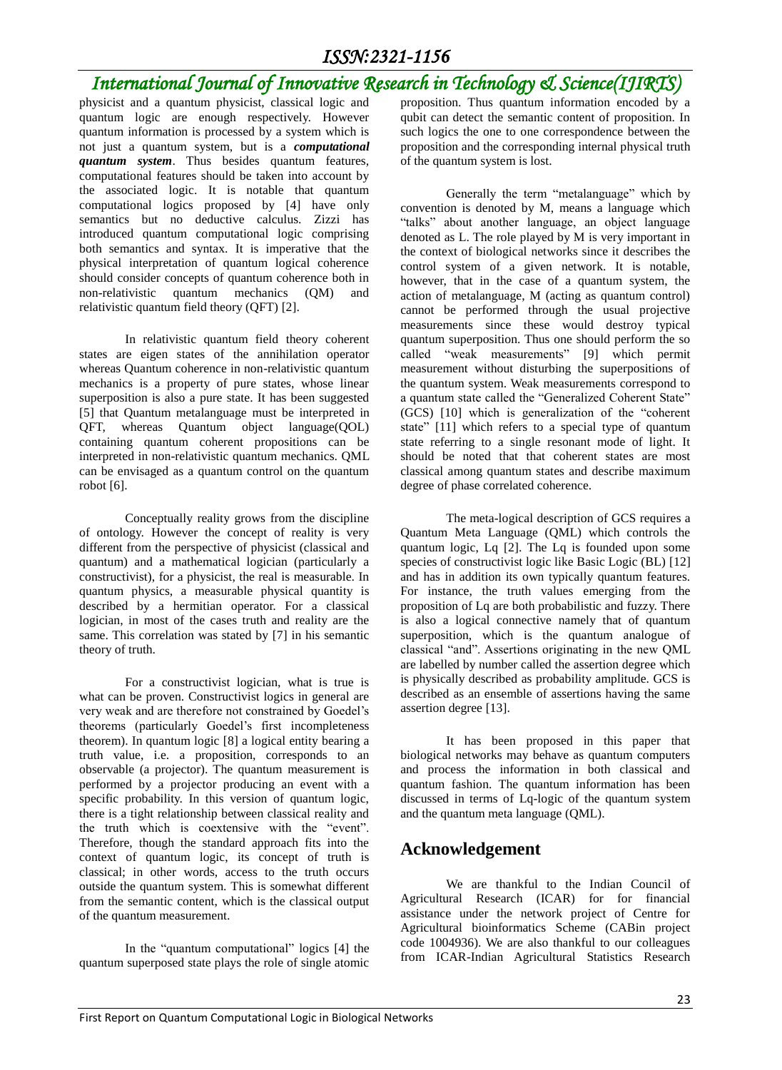physicist and a quantum physicist, classical logic and quantum logic are enough respectively. However quantum information is processed by a system which is not just a quantum system, but is a ***computational quantum system***. Thus besides quantum features, computational features should be taken into account by the associated logic. It is notable that quantum computational logics proposed by [4] have only semantics but no deductive calculus. Zizzi has introduced quantum computational logic comprising both semantics and syntax. It is imperative that the physical interpretation of quantum logical coherence should consider concepts of quantum coherence both in non-relativistic quantum mechanics (QM) and relativistic quantum field theory (QFT) [2].

In relativistic quantum field theory coherent states are eigen states of the annihilation operator whereas Quantum coherence in non-relativistic quantum mechanics is a property of pure states, whose linear superposition is also a pure state. It has been suggested [5] that Quantum metalanguage must be interpreted in QFT, whereas Quantum object language(QOL) containing quantum coherent propositions can be interpreted in non-relativistic quantum mechanics. QML can be envisaged as a quantum control on the quantum robot [6].

Conceptually reality grows from the discipline of ontology. However the concept of reality is very different from the perspective of physicist (classical and quantum) and a mathematical logician (particularly a constructivist), for a physicist, the real is measurable. In quantum physics, a measurable physical quantity is described by a hermitian operator. For a classical logician, in most of the cases truth and reality are the same. This correlation was stated by [7] in his semantic theory of truth.

For a constructivist logician, what is true is what can be proven. Constructivist logics in general are very weak and are therefore not constrained by Goedel's theorems (particularly Goedel's first incompleteness theorem). In quantum logic [8] a logical entity bearing a truth value, i.e. a proposition, corresponds to an observable (a projector). The quantum measurement is performed by a projector producing an event with a specific probability. In this version of quantum logic, there is a tight relationship between classical reality and the truth which is coextensive with the "event". Therefore, though the standard approach fits into the context of quantum logic, its concept of truth is classical; in other words, access to the truth occurs outside the quantum system. This is somewhat different from the semantic content, which is the classical output of the quantum measurement.

In the "quantum computational" logics [4] the quantum superposed state plays the role of single atomic proposition. Thus quantum information encoded by a qubit can detect the semantic content of proposition. In such logics the one to one correspondence between the proposition and the corresponding internal physical truth of the quantum system is lost.

Generally the term "metalanguage" which by convention is denoted by M, means a language which "talks" about another language, an object language denoted as L. The role played by M is very important in the context of biological networks since it describes the control system of a given network. It is notable, however, that in the case of a quantum system, the action of metalanguage, M (acting as quantum control) cannot be performed through the usual projective measurements since these would destroy typical quantum superposition. Thus one should perform the so called "weak measurements" [9] which permit measurement without disturbing the superpositions of the quantum system. Weak measurements correspond to a quantum state called the "Generalized Coherent State" (GCS) [10] which is generalization of the "coherent state" [11] which refers to a special type of quantum state referring to a single resonant mode of light. It should be noted that that coherent states are most classical among quantum states and describe maximum degree of phase correlated coherence.

The meta-logical description of GCS requires a Quantum Meta Language (QML) which controls the quantum logic, Lq [2]. The Lq is founded upon some species of constructivist logic like Basic Logic (BL) [12] and has in addition its own typically quantum features. For instance, the truth values emerging from the proposition of Lq are both probabilistic and fuzzy. There is also a logical connective namely that of quantum superposition, which is the quantum analogue of classical "and". Assertions originating in the new QML are labelled by number called the assertion degree which is physically described as probability amplitude. GCS is described as an ensemble of assertions having the same assertion degree [13].

It has been proposed in this paper that biological networks may behave as quantum computers and process the information in both classical and quantum fashion. The quantum information has been discussed in terms of Lq-logic of the quantum system and the quantum meta language (QML).

## Acknowledgement

We are thankful to the Indian Council of Agricultural Research (ICAR) for for financial assistance under the network project of Centre for Agricultural bioinformatics Scheme (CABin project code 1004936). We are also thankful to our colleagues from ICAR-Indian Agricultural Statistics Research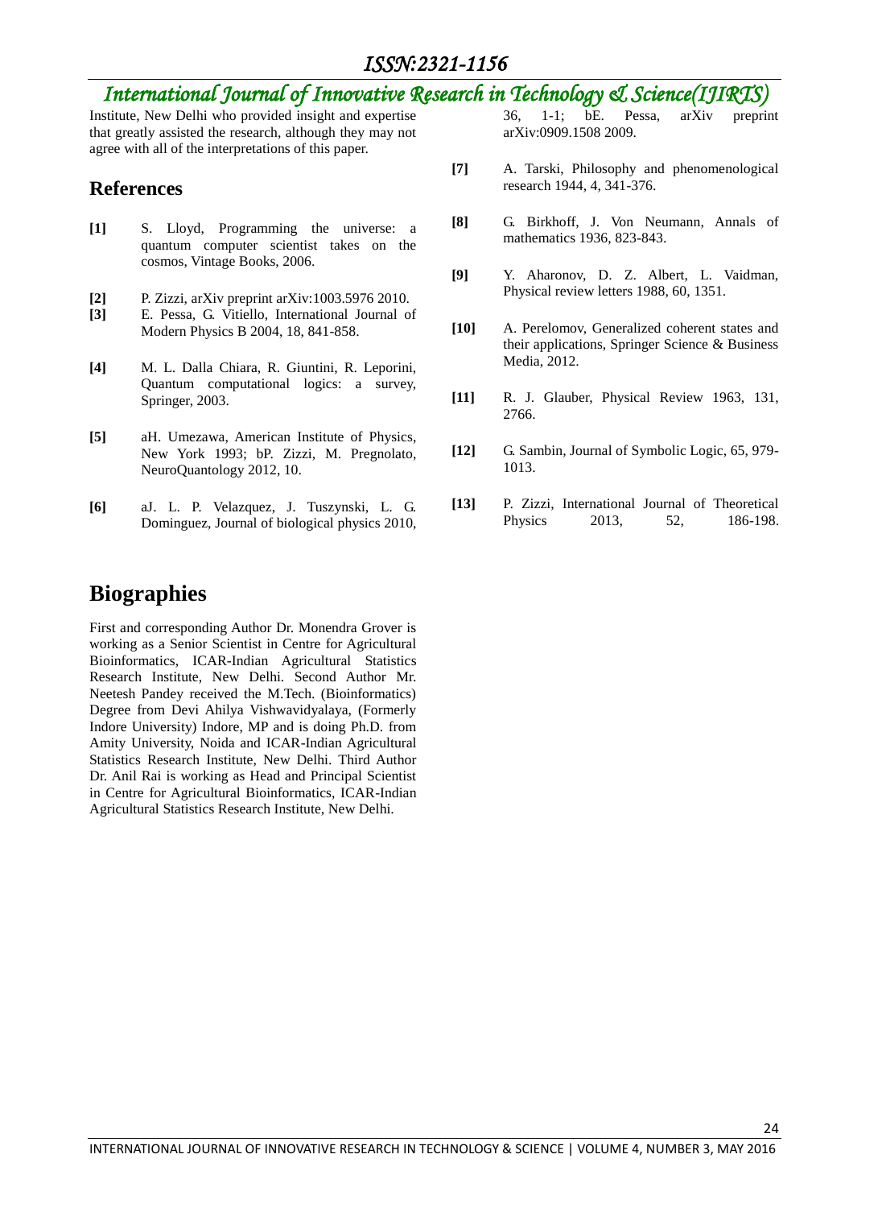Institute, New Delhi who provided insight and expertise that greatly assisted the research, although they may not agree with all of the interpretations of this paper.

## References

**[1]** S. Lloyd, Programming the universe: a quantum computer scientist takes on the cosmos, Vintage Books, 2006.

**[2]** P. Zizzi, arXiv preprint arXiv:1003.5976 2010.

**[3]** E. Pessa, G. Vitiello, International Journal of Modern Physics B 2004, 18, 841-858.

**[4]** M. L. Dalla Chiara, R. Giuntini, R. Leporini, Quantum computational logics: a survey, Springer, 2003.

**[5]** aH. Umezawa, American Institute of Physics, New York 1993; bP. Zizzi, M. Pregnolato, NeuroQuantology 2012, 10.

**[6]** aJ. L. P. Velazquez, J. Tuszynski, L. G. Dominguez, Journal of biological physics 2010, 36, 1-1; bE. Pessa, arXiv preprint arXiv:0909.1508 2009.

**[7]** A. Tarski, Philosophy and phenomenological research 1944, 4, 341-376.

**[8]** G. Birkhoff, J. Von Neumann, Annals of mathematics 1936, 823-843.

**[9]** Y. Aharonov, D. Z. Albert, L. Vaidman, Physical review letters 1988, 60, 1351.

**[10]** A. Perelomov, Generalized coherent states and their applications, Springer Science & Business Media, 2012.

**[11]** R. J. Glauber, Physical Review 1963, 131, 2766.

**[12]** G. Sambin, Journal of Symbolic Logic, 65, 979-1013.

**[13]** P. Zizzi, International Journal of Theoretical Physics 2013, 52, 186-198.

## Biographies

First and corresponding Author Dr. Monendra Grover is working as a Senior Scientist in Centre for Agricultural Bioinformatics, ICAR-Indian Agricultural Statistics Research Institute, New Delhi. Second Author Mr. Neetesh Pandey received the M.Tech. (Bioinformatics) Degree from Devi Ahilya Vishwavidyalaya, (Formerly Indore University) Indore, MP and is doing Ph.D. from Amity University, Noida and ICAR-Indian Agricultural Statistics Research Institute, New Delhi. Third Author Dr. Anil Rai is working as Head and Principal Scientist in Centre for Agricultural Bioinformatics, ICAR-Indian Agricultural Statistics Research Institute, New Delhi.